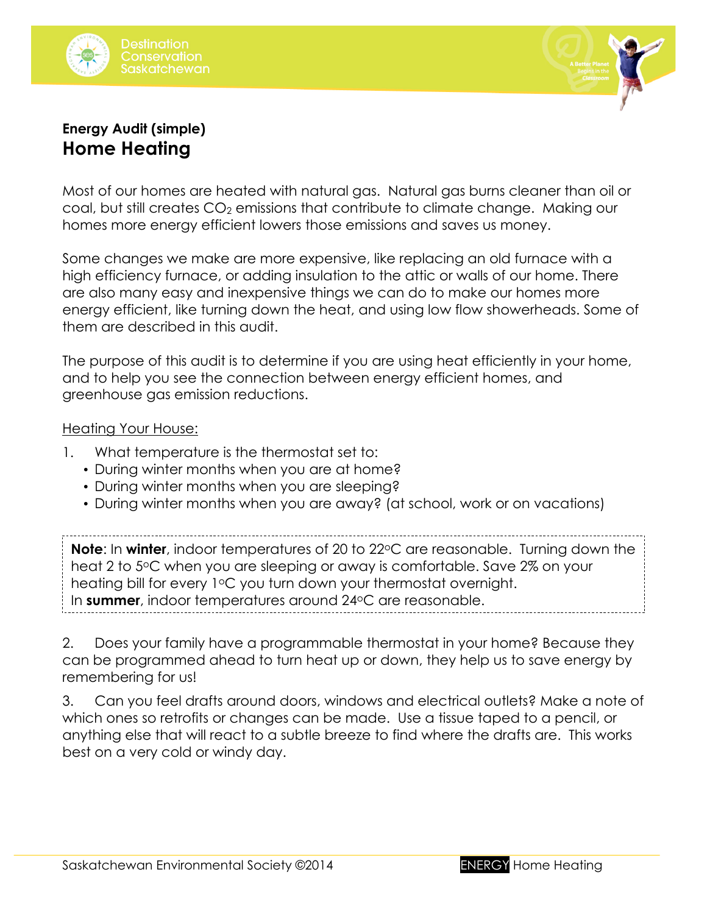**Energy Audit (simple)**

# Home Heating

Most of our homes are heated with natural gas. Natural gas burns cleaner than oil or coal, but still creates $CO_2$ emissions that contribute to climate change. Making our homes more energy efficient lowers those emissions and saves us money.

Some changes we make are more expensive, like replacing an old furnace with a high efficiency furnace, or adding insulation to the attic or walls of our home. There are also many easy and inexpensive things we can do to make our homes more energy efficient, like turning down the heat, and using low flow showerheads. Some of them are described in this audit.

The purpose of this audit is to determine if you are using heat efficiently in your home, and to help you see the connection between energy efficient homes, and greenhouse gas emission reductions.

Heating Your House:

1. What temperature is the thermostat set to:
   - During winter months when you are at home?
   - During winter months when you are sleeping?
   - During winter months when you are away? (at school, work or on vacations)

**Note**: In **winter**, indoor temperatures of 20 to 22°C are reasonable. Turning down the heat 2 to 5°C when you are sleeping or away is comfortable. Save 2% on your heating bill for every 1°C you turn down your thermostat overnight.
In **summer**, indoor temperatures around 24°C are reasonable.

2. Does your family have a programmable thermostat in your home? Because they can be programmed ahead to turn heat up or down, they help us to save energy by remembering for us!

3. Can you feel drafts around doors, windows and electrical outlets? Make a note of which ones so retrofits or changes can be made. Use a tissue taped to a pencil, or anything else that will react to a subtle breeze to find where the drafts are. This works best on a very cold or windy day.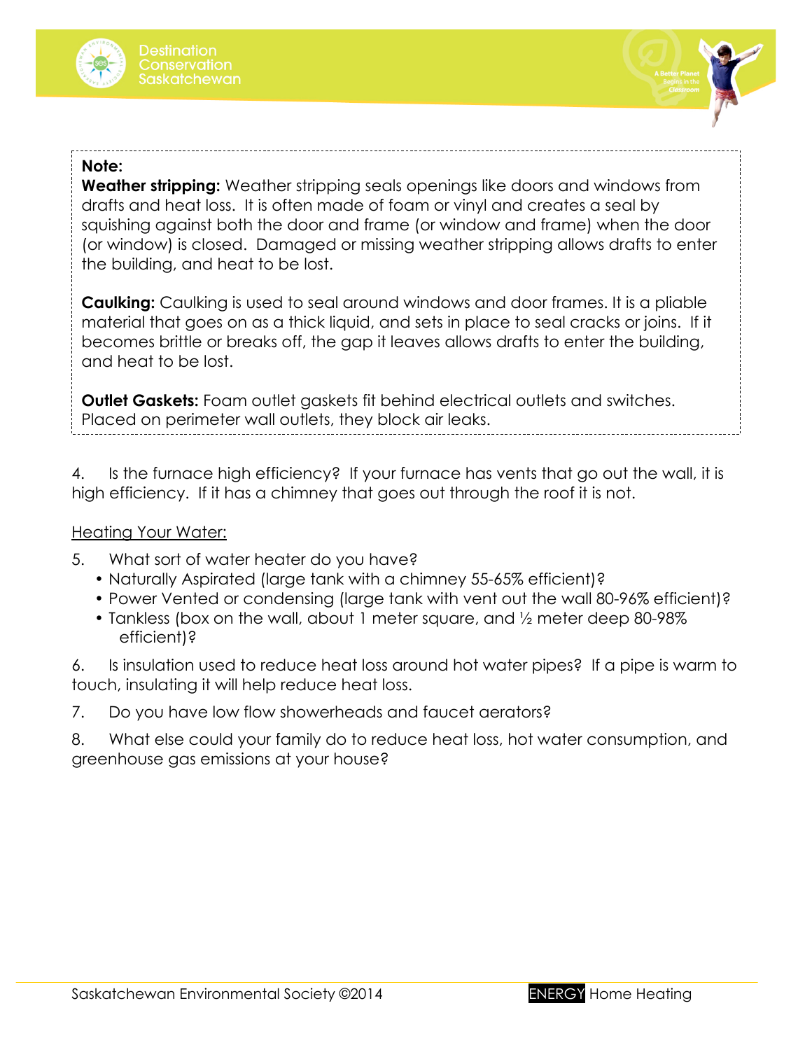**Note:**

**Weather stripping:** Weather stripping seals openings like doors and windows from drafts and heat loss. It is often made of foam or vinyl and creates a seal by squishing against both the door and frame (or window and frame) when the door (or window) is closed. Damaged or missing weather stripping allows drafts to enter the building, and heat to be lost.

**Caulking:** Caulking is used to seal around windows and door frames. It is a pliable material that goes on as a thick liquid, and sets in place to seal cracks or joins. If it becomes brittle or breaks off, the gap it leaves allows drafts to enter the building, and heat to be lost.

**Outlet Gaskets:** Foam outlet gaskets fit behind electrical outlets and switches. Placed on perimeter wall outlets, they block air leaks.

4. Is the furnace high efficiency? If your furnace has vents that go out the wall, it is high efficiency. If it has a chimney that goes out through the roof it is not.

<u>Heating Your Water:</u>

5. What sort of water heater do you have?
   - Naturally Aspirated (large tank with a chimney 55-65% efficient)?
   - Power Vented or condensing (large tank with vent out the wall 80-96% efficient)?
   - Tankless (box on the wall, about 1 meter square, and ½ meter deep 80-98% efficient)?

6. Is insulation used to reduce heat loss around hot water pipes? If a pipe is warm to touch, insulating it will help reduce heat loss.

7. Do you have low flow showerheads and faucet aerators?

8. What else could your family do to reduce heat loss, hot water consumption, and greenhouse gas emissions at your house?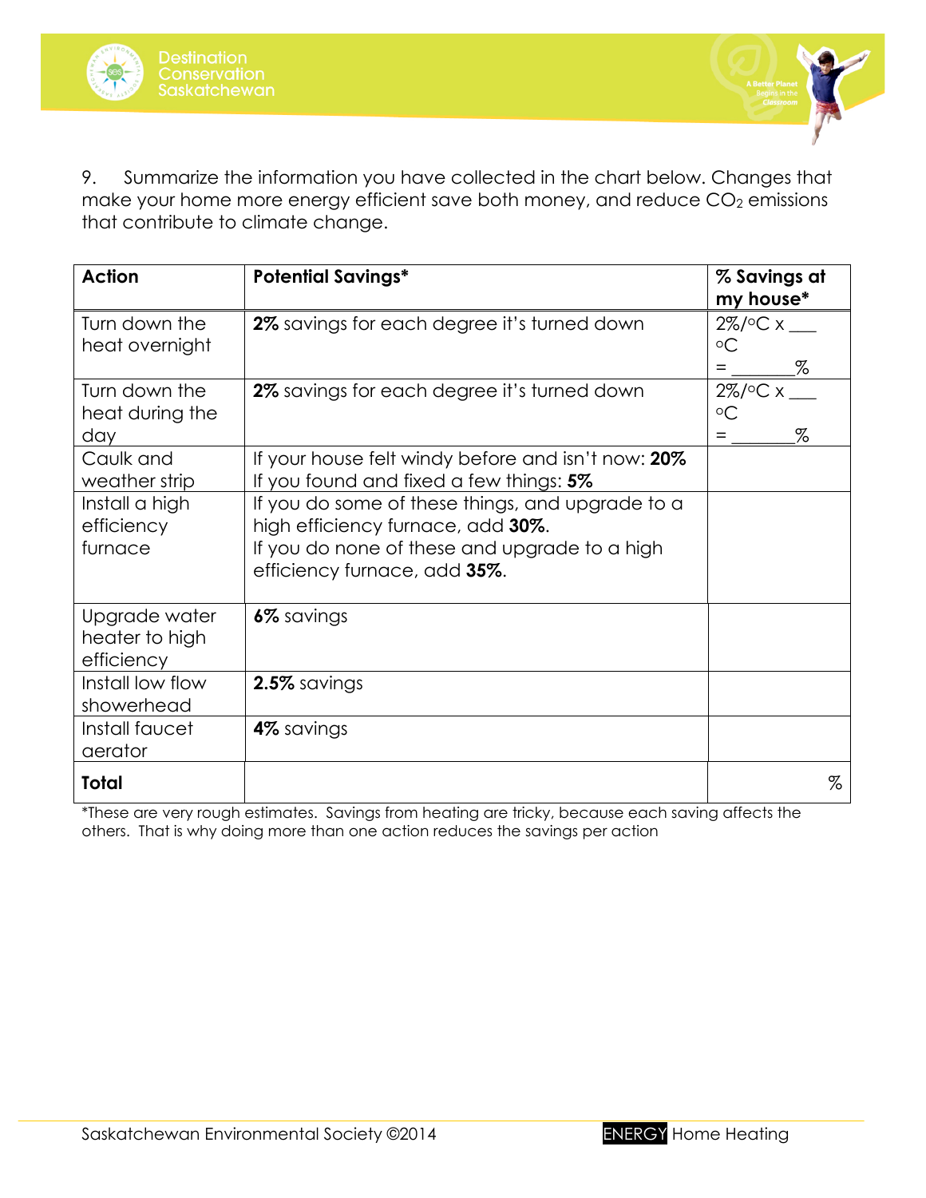9. Summarize the information you have collected in the chart below. Changes that make your home more energy efficient save both money, and reduce $CO_2$ emissions that contribute to climate change.

| Action | Potential Savings* | % Savings at my house* |
|---|---|---|
| Turn down the heat overnight | **2%** savings for each degree it's turned down | 2%/°C x ___ °C = _______% |
| Turn down the heat during the day | **2%** savings for each degree it's turned down | 2%/°C x ___ °C = _______% |
| Caulk and weather strip | If your house felt windy before and isn't now: **20%**<br>If you found and fixed a few things: **5%** | |
| Install a high efficiency furnace | If you do some of these things, and upgrade to a high efficiency furnace, add **30%**.<br>If you do none of these and upgrade to a high efficiency furnace, add **35%**. | |
| Upgrade water heater to high efficiency | **6%** savings | |
| Install low flow showerhead | **2.5%** savings | |
| Install faucet aerator | **4%** savings | |
| **Total** | | % |

*These are very rough estimates. Savings from heating are tricky, because each saving affects the others. That is why doing more than one action reduces the savings per action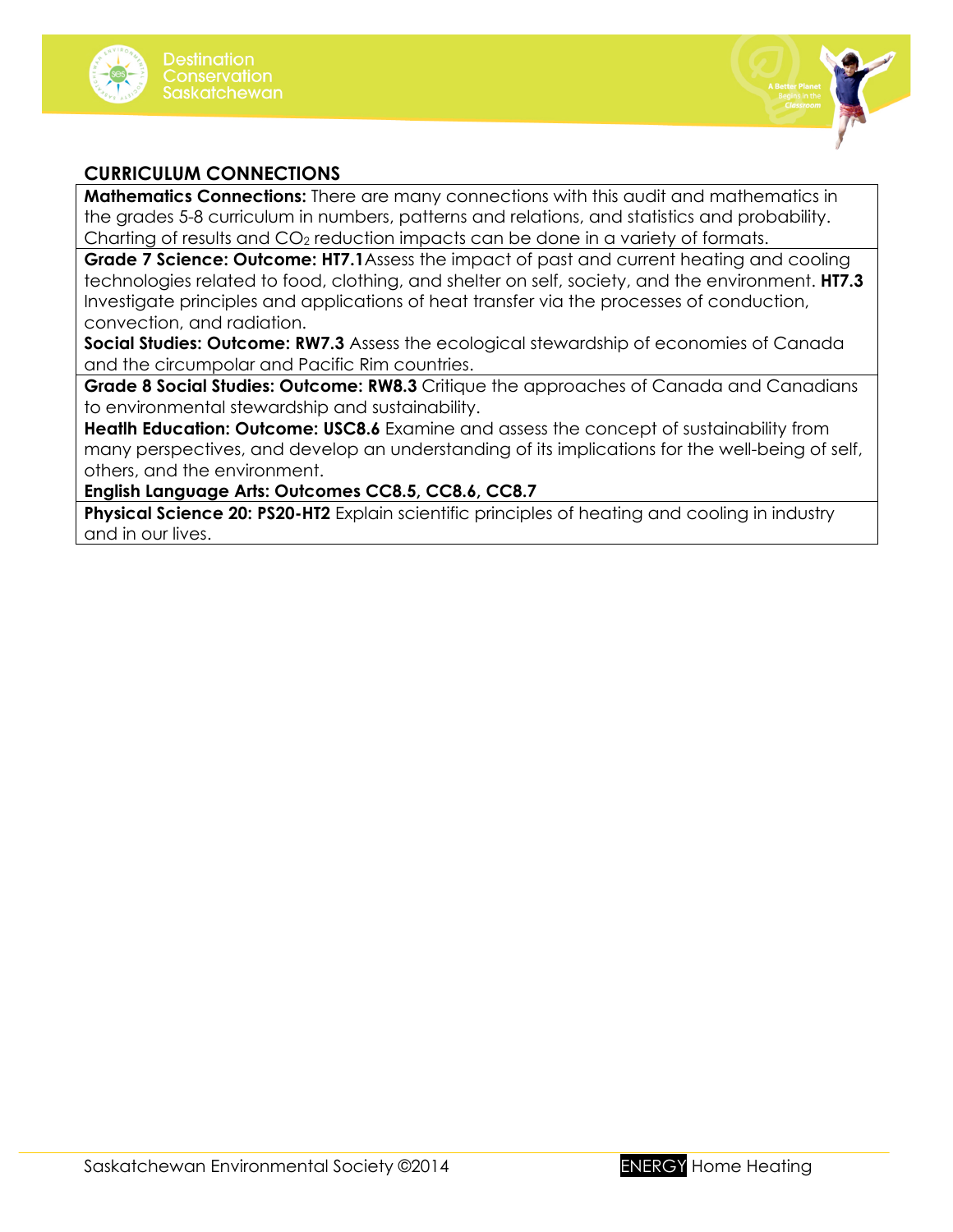## CURRICULUM CONNECTIONS

| |
|---|
| **Mathematics Connections:** There are many connections with this audit and mathematics in the grades 5-8 curriculum in numbers, patterns and relations, and statistics and probability. Charting of results and $CO_2$ reduction impacts can be done in a variety of formats. |
| **Grade 7 Science: Outcome: HT7.1** Assess the impact of past and current heating and cooling technologies related to food, clothing, and shelter on self, society, and the environment. **HT7.3** Investigate principles and applications of heat transfer via the processes of conduction, convection, and radiation. **Social Studies: Outcome: RW7.3** Assess the ecological stewardship of economies of Canada and the circumpolar and Pacific Rim countries. |
| **Grade 8 Social Studies: Outcome: RW8.3** Critique the approaches of Canada and Canadians to environmental stewardship and sustainability. **Heatlh Education: Outcome: USC8.6** Examine and assess the concept of sustainability from many perspectives, and develop an understanding of its implications for the well-being of self, others, and the environment. **English Language Arts: Outcomes CC8.5, CC8.6, CC8.7** |
| **Physical Science 20: PS20-HT2** Explain scientific principles of heating and cooling in industry and in our lives. |